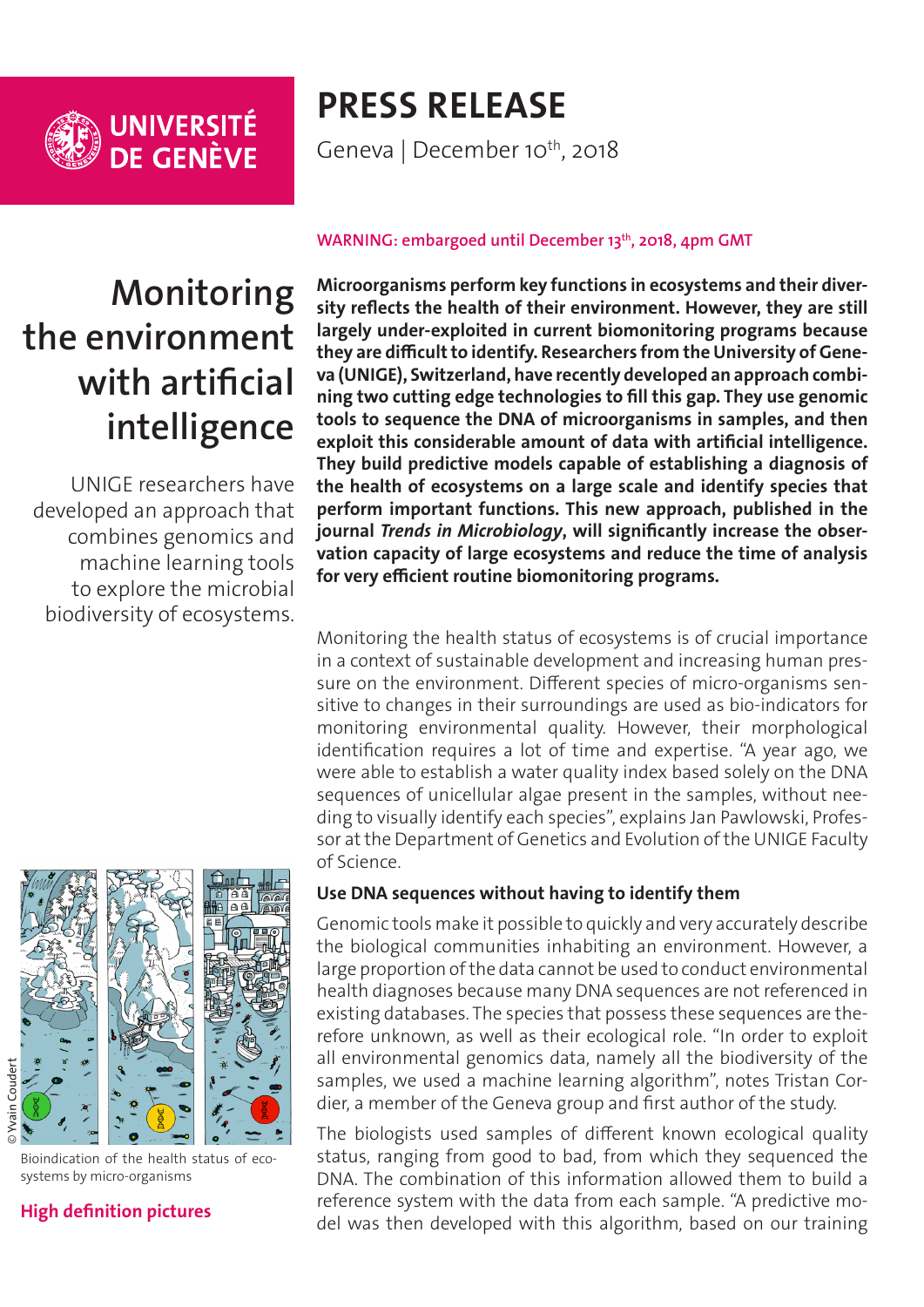UNIVERSITÉ DE GENÈVE

# PRESS RELEASE

Geneva | December 10th, 2018

**WARNING: embargoed until December 13th, 2018, 4pm GMT**

## Monitoring the environment with artificial intelligence

UNIGE researchers have developed an approach that combines genomics and machine learning tools to explore the microbial biodiversity of ecosystems.

**Microorganisms perform key functions in ecosystems and their diversity reflects the health of their environment. However, they are still largely under-exploited in current biomonitoring programs because they are difficult to identify. Researchers from the University of Geneva (UNIGE), Switzerland, have recently developed an approach combining two cutting edge technologies to fill this gap. They use genomic tools to sequence the DNA of microorganisms in samples, and then exploit this considerable amount of data with artificial intelligence. They build predictive models capable of establishing a diagnosis of the health of ecosystems on a large scale and identify species that perform important functions. This new approach, published in the journal *Trends in Microbiology*, will significantly increase the observation capacity of large ecosystems and reduce the time of analysis for very efficient routine biomonitoring programs.**

Monitoring the health status of ecosystems is of crucial importance in a context of sustainable development and increasing human pressure on the environment. Different species of micro-organisms sensitive to changes in their surroundings are used as bio-indicators for monitoring environmental quality. However, their morphological identification requires a lot of time and expertise. "A year ago, we were able to establish a water quality index based solely on the DNA sequences of unicellular algae present in the samples, without needing to visually identify each species", explains Jan Pawlowski, Professor at the Department of Genetics and Evolution of the UNIGE Faculty of Science.

© Yvain Coudert

Bioindication of the health status of ecosystems by micro-organisms

**High definition pictures**

### Use DNA sequences without having to identify them

Genomic tools make it possible to quickly and very accurately describe the biological communities inhabiting an environment. However, a large proportion of the data cannot be used to conduct environmental health diagnoses because many DNA sequences are not referenced in existing databases. The species that possess these sequences are therefore unknown, as well as their ecological role. "In order to exploit all environmental genomics data, namely all the biodiversity of the samples, we used a machine learning algorithm", notes Tristan Cordier, a member of the Geneva group and first author of the study.

The biologists used samples of different known ecological quality status, ranging from good to bad, from which they sequenced the DNA. The combination of this information allowed them to build a reference system with the data from each sample. "A predictive model was then developed with this algorithm, based on our training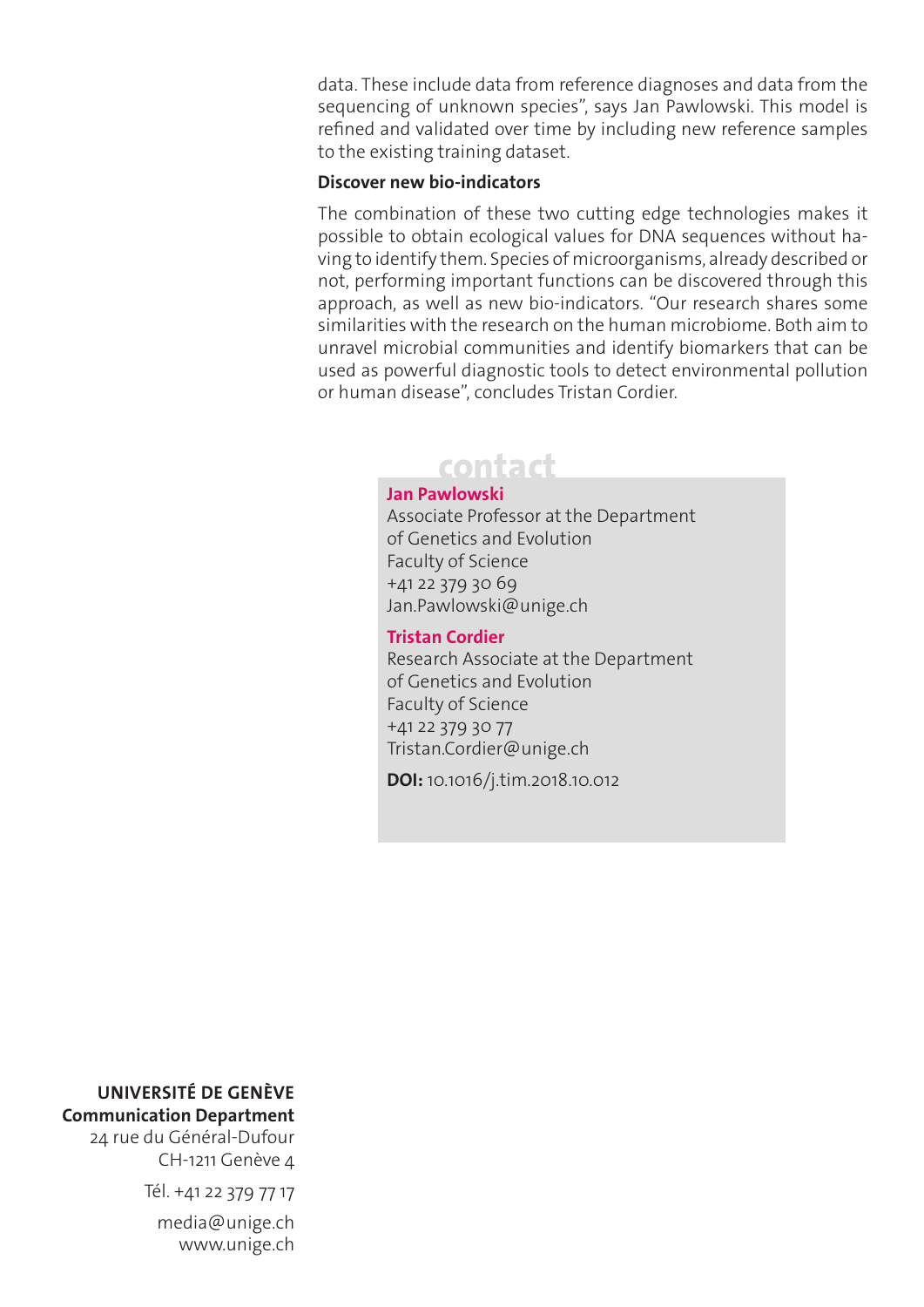data. These include data from reference diagnoses and data from the sequencing of unknown species", says Jan Pawlowski. This model is refined and validated over time by including new reference samples to the existing training dataset.

**Discover new bio-indicators**

The combination of these two cutting edge technologies makes it possible to obtain ecological values for DNA sequences without having to identify them. Species of microorganisms, already described or not, performing important functions can be discovered through this approach, as well as new bio-indicators. "Our research shares some similarities with the research on the human microbiome. Both aim to unravel microbial communities and identify biomarkers that can be used as powerful diagnostic tools to detect environmental pollution or human disease", concludes Tristan Cordier.

## contact

**Jan Pawlowski**
Associate Professor at the Department of Genetics and Evolution
Faculty of Science
+41 22 379 30 69
Jan.Pawlowski@unige.ch

**Tristan Cordier**
Research Associate at the Department of Genetics and Evolution
Faculty of Science
+41 22 379 30 77
Tristan.Cordier@unige.ch

**DOI:** 10.1016/j.tim.2018.10.012

**UNIVERSITÉ DE GENÈVE**
**Communication Department**
24 rue du Général-Dufour
CH-1211 Genève 4

Tél. +41 22 379 77 17

media@unige.ch
www.unige.ch